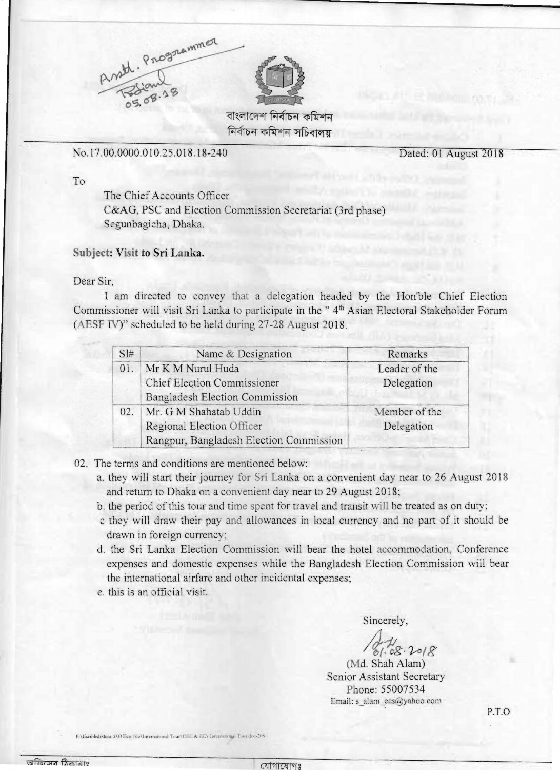Asstt. Programmer
Rasiful
05.08.18

বাংলাদেশ নির্বাচন কমিশন
নির্বাচন কমিশন সচিবালয়

No.17.00.0000.010.25.018.18-240 Dated: 01 August 2018

To

The Chief Accounts Officer
C&AG, PSC and Election Commission Secretariat (3rd phase)
Segunbagicha, Dhaka.

**Subject: Visit to Sri Lanka.**

Dear Sir,

I am directed to convey that a delegation headed by the Hon'ble Chief Election Commissioner will visit Sri Lanka to participate in the " 4th Asian Electoral Stakeholder Forum (AESF IV)" scheduled to be held during 27-28 August 2018.

| Sl# | Name & Designation | Remarks |
|---|---|---|
| 01. | Mr K M Nurul Huda<br>Chief Election Commissioner<br>Bangladesh Election Commission | Leader of the Delegation |
| 02. | Mr. G M Shahatab Uddin<br>Regional Election Officer<br>Rangpur, Bangladesh Election Commission | Member of the Delegation |

02. The terms and conditions are mentioned below:
   a. they will start their journey for Sri Lanka on a convenient day near to 26 August 2018 and return to Dhaka on a convenient day near to 29 August 2018;
   b. the period of this tour and time spent for travel and transit will be treated as on duty;
   c they will draw their pay and allowances in local currency and no part of it should be drawn in foreign currency;
   d. the Sri Lanka Election Commission will bear the hotel accommodation, Conference expenses and domestic expenses while the Bangladesh Election Commission will bear the international airfare and other incidental expenses;
   e. this is an official visit.

Sincerely,

01.08.2018

(Md. Shah Alam)
Senior Assistant Secretary
Phone: 55007534
Email: s_alam_ecs@yahoo.com

P.T.O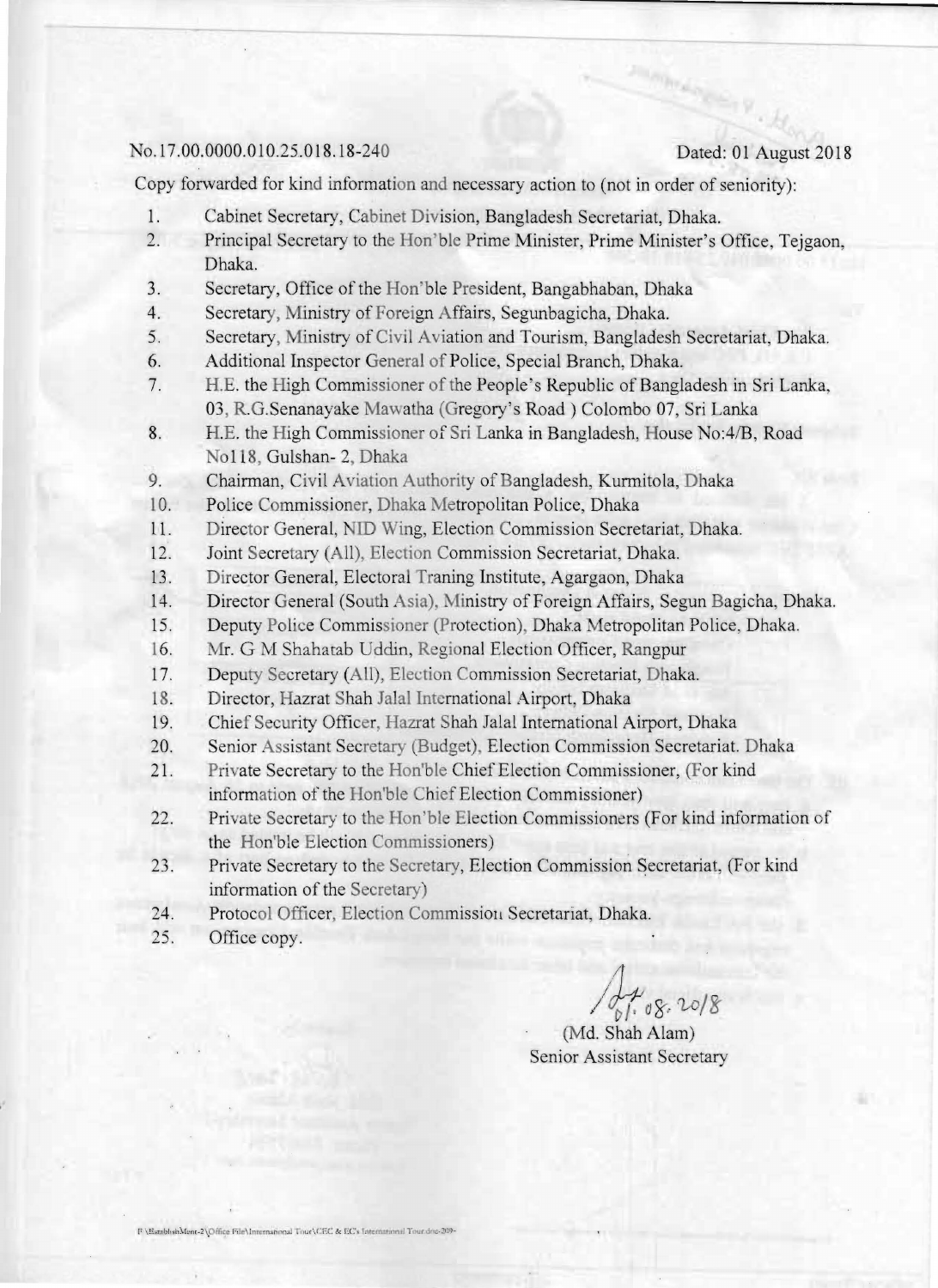No.17.00.0000.010.25.018.18-240 Dated: 01 August 2018

Copy forwarded for kind information and necessary action to (not in order of seniority):

1. Cabinet Secretary, Cabinet Division, Bangladesh Secretariat, Dhaka.
2. Principal Secretary to the Hon'ble Prime Minister, Prime Minister's Office, Tejgaon, Dhaka.
3. Secretary, Office of the Hon'ble President, Bangabhaban, Dhaka
4. Secretary, Ministry of Foreign Affairs, Segunbagicha, Dhaka.
5. Secretary, Ministry of Civil Aviation and Tourism, Bangladesh Secretariat, Dhaka.
6. Additional Inspector General of Police, Special Branch, Dhaka.
7. H.E. the High Commissioner of the People's Republic of Bangladesh in Sri Lanka, 03, R.G.Senanayake Mawatha (Gregory's Road ) Colombo 07, Sri Lanka
8. H.E. the High Commissioner of Sri Lanka in Bangladesh, House No:4/B, Road No118, Gulshan- 2, Dhaka
9. Chairman, Civil Aviation Authority of Bangladesh, Kurmitola, Dhaka
10. Police Commissioner, Dhaka Metropolitan Police, Dhaka
11. Director General, NID Wing, Election Commission Secretariat, Dhaka.
12. Joint Secretary (All), Election Commission Secretariat, Dhaka.
13. Director General, Electoral Traning Institute, Agargaon, Dhaka
14. Director General (South Asia), Ministry of Foreign Affairs, Segun Bagicha, Dhaka.
15. Deputy Police Commissioner (Protection), Dhaka Metropolitan Police, Dhaka.
16. Mr. G M Shahatab Uddin, Regional Election Officer, Rangpur
17. Deputy Secretary (All), Election Commission Secretariat, Dhaka.
18. Director, Hazrat Shah Jalal International Airport, Dhaka
19. Chief Security Officer, Hazrat Shah Jalal International Airport, Dhaka
20. Senior Assistant Secretary (Budget), Election Commission Secretariat. Dhaka
21. Private Secretary to the Hon'ble Chief Election Commissioner, (For kind information of the Hon'ble Chief Election Commissioner)
22. Private Secretary to the Hon'ble Election Commissioners (For kind information of the Hon'ble Election Commissioners)
23. Private Secretary to the Secretary, Election Commission Secretariat, (For kind information of the Secretary)
24. Protocol Officer, Election Commission Secretariat, Dhaka.
25. Office copy.

01.08.2018

(Md. Shah Alam)
Senior Assistant Secretary

F:\EstablishMent-2\Office File\International Tour\CEC & EC's International Tour.doc-209-